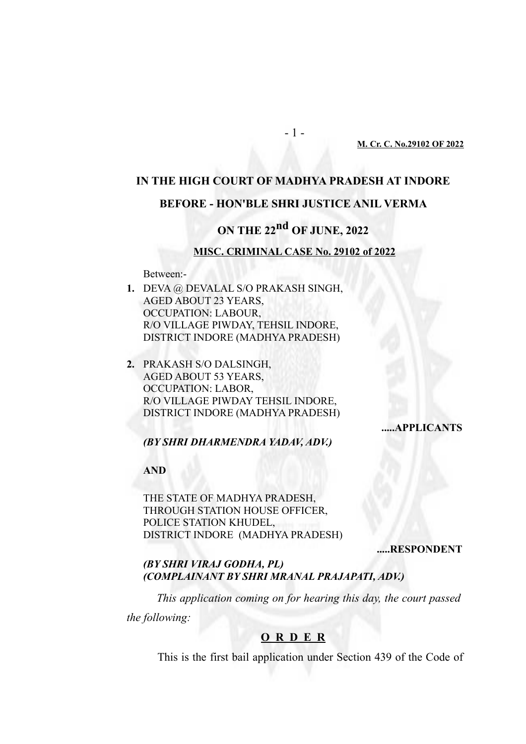**M. Cr. C. No.29102 OF 2022**

## IN THE HIGH COURT OF MADHYA PRADESH AT INDORE

## BEFORE - HON'BLE SHRI JUSTICE ANIL VERMA

## ON THE 22nd OF JUNE, 2022

**MISC. CRIMINAL CASE No. 29102 of 2022**

Between:-

1. DEVA @ DEVALAL S/O PRAKASH SINGH,
   AGED ABOUT 23 YEARS,
   OCCUPATION: LABOUR,
   R/O VILLAGE PIWDAY, TEHSIL INDORE,
   DISTRICT INDORE (MADHYA PRADESH)

2. PRAKASH S/O DALSINGH,
   AGED ABOUT 53 YEARS,
   OCCUPATION: LABOR,
   R/O VILLAGE PIWDAY TEHSIL INDORE,
   DISTRICT INDORE (MADHYA PRADESH)

**.....APPLICANTS**

*(BY SHRI DHARMENDRA YADAV, ADV.)*

**AND**

THE STATE OF MADHYA PRADESH,
THROUGH STATION HOUSE OFFICER,
POLICE STATION KHUDEL,
DISTRICT INDORE (MADHYA PRADESH)

**.....RESPONDENT**

*(BY SHRI VIRAJ GODHA, PL)*
*(COMPLAINANT BY SHRI MRANAL PRAJAPATI, ADV.)*

*This application coming on for hearing this day, the court passed the following:*

**O R D E R**

This is the first bail application under Section 439 of the Code of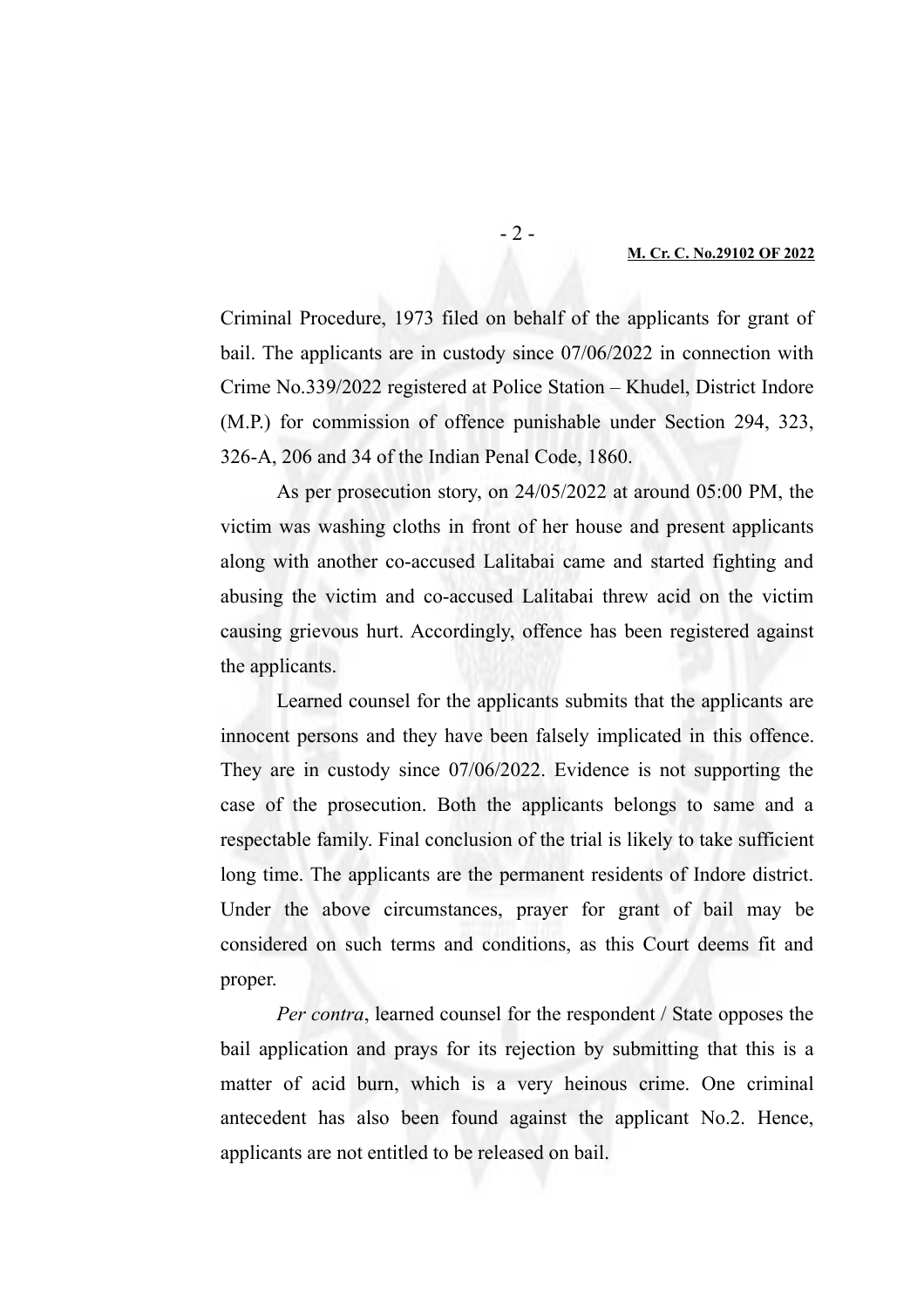Criminal Procedure, 1973 filed on behalf of the applicants for grant of bail. The applicants are in custody since 07/06/2022 in connection with Crime No.339/2022 registered at Police Station – Khudel, District Indore (M.P.) for commission of offence punishable under Section 294, 323, 326-A, 206 and 34 of the Indian Penal Code, 1860.

As per prosecution story, on 24/05/2022 at around 05:00 PM, the victim was washing cloths in front of her house and present applicants along with another co-accused Lalitabai came and started fighting and abusing the victim and co-accused Lalitabai threw acid on the victim causing grievous hurt. Accordingly, offence has been registered against the applicants.

Learned counsel for the applicants submits that the applicants are innocent persons and they have been falsely implicated in this offence. They are in custody since 07/06/2022. Evidence is not supporting the case of the prosecution. Both the applicants belongs to same and a respectable family. Final conclusion of the trial is likely to take sufficient long time. The applicants are the permanent residents of Indore district. Under the above circumstances, prayer for grant of bail may be considered on such terms and conditions, as this Court deems fit and proper.

*Per contra*, learned counsel for the respondent / State opposes the bail application and prays for its rejection by submitting that this is a matter of acid burn, which is a very heinous crime. One criminal antecedent has also been found against the applicant No.2. Hence, applicants are not entitled to be released on bail.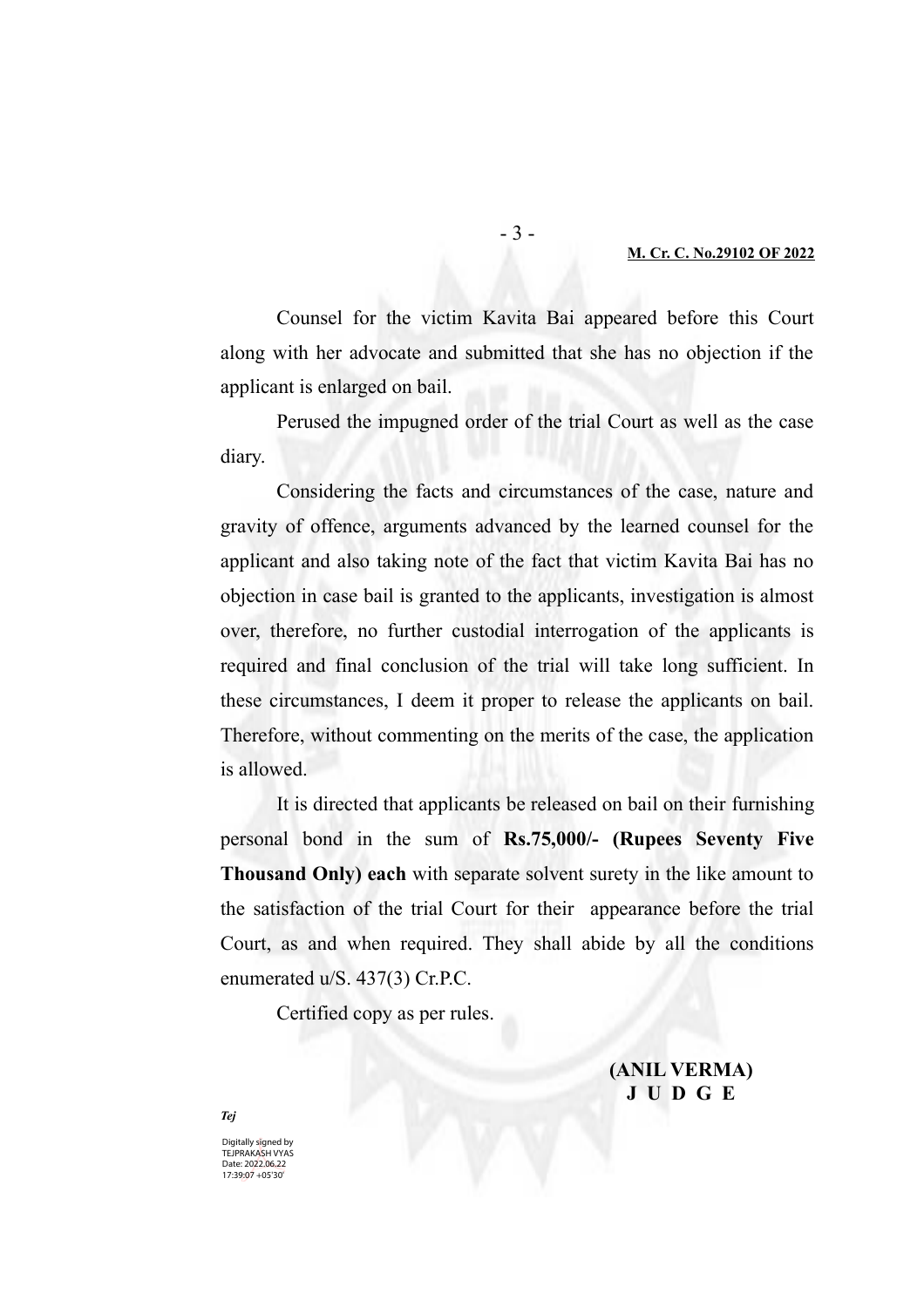Counsel for the victim Kavita Bai appeared before this Court along with her advocate and submitted that she has no objection if the applicant is enlarged on bail.

Perused the impugned order of the trial Court as well as the case diary.

Considering the facts and circumstances of the case, nature and gravity of offence, arguments advanced by the learned counsel for the applicant and also taking note of the fact that victim Kavita Bai has no objection in case bail is granted to the applicants, investigation is almost over, therefore, no further custodial interrogation of the applicants is required and final conclusion of the trial will take long sufficient. In these circumstances, I deem it proper to release the applicants on bail. Therefore, without commenting on the merits of the case, the application is allowed.

It is directed that applicants be released on bail on their furnishing personal bond in the sum of **Rs.75,000/- (Rupees Seventy Five Thousand Only) each** with separate solvent surety in the like amount to the satisfaction of the trial Court for their appearance before the trial Court, as and when required. They shall abide by all the conditions enumerated u/S. 437(3) Cr.P.C.

Certified copy as per rules.

**(ANIL VERMA)**
**J U D G E**

*Tej*

Digitally signed by TEJPRAKASH VYAS
Date: 2022.06.22 17:39:07 +05'30'